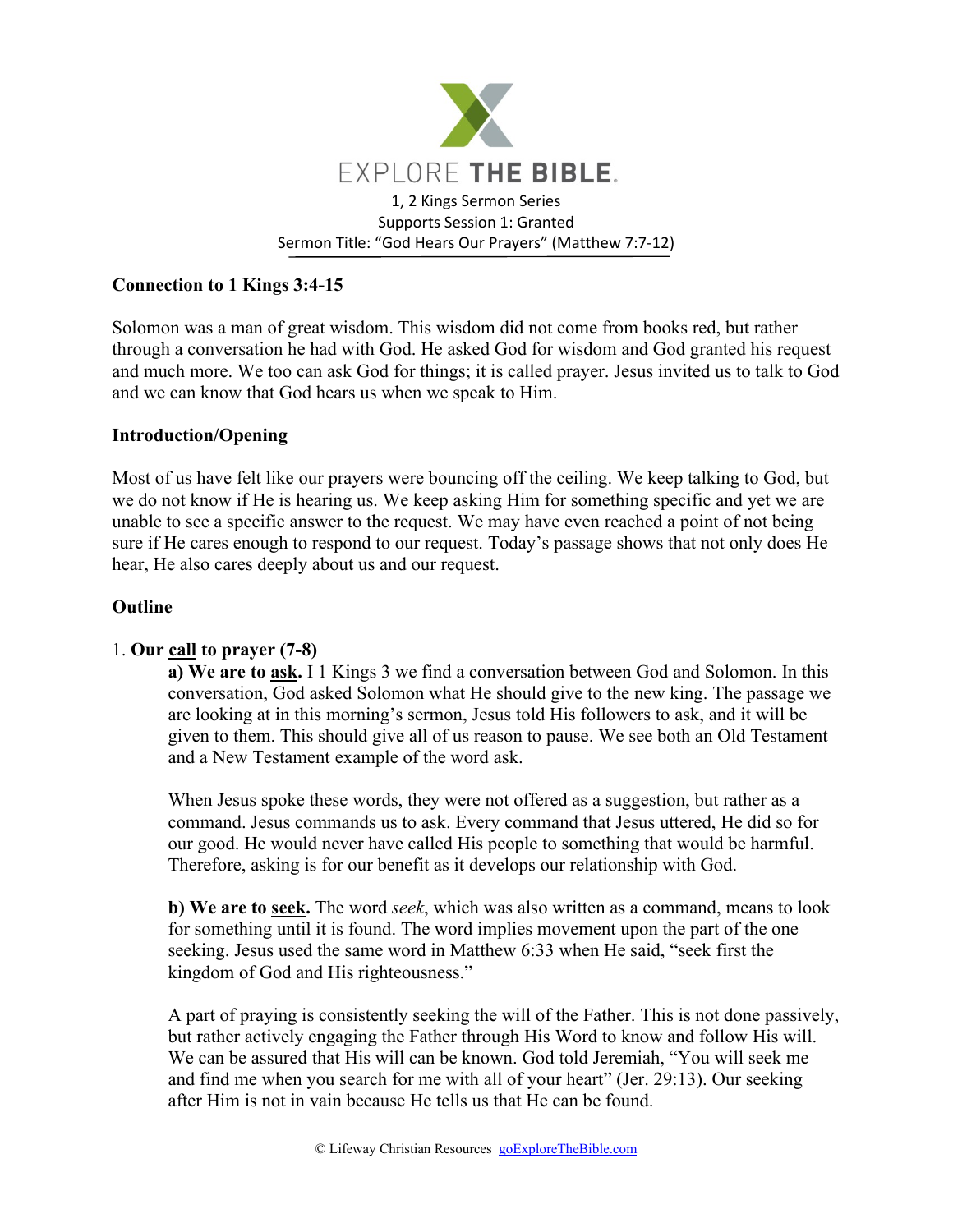# EXPLORE THE BIBLE.

1, 2 Kings Sermon Series
Supports Session 1: Granted
Sermon Title: "God Hears Our Prayers" (Matthew 7:7-12)

**Connection to 1 Kings 3:4-15**

Solomon was a man of great wisdom. This wisdom did not come from books red, but rather through a conversation he had with God. He asked God for wisdom and God granted his request and much more. We too can ask God for things; it is called prayer. Jesus invited us to talk to God and we can know that God hears us when we speak to Him.

**Introduction/Opening**

Most of us have felt like our prayers were bouncing off the ceiling. We keep talking to God, but we do not know if He is hearing us. We keep asking Him for something specific and yet we are unable to see a specific answer to the request. We may have even reached a point of not being sure if He cares enough to respond to our request. Today's passage shows that not only does He hear, He also cares deeply about us and our request.

**Outline**

1. **Our call to prayer (7-8)**

   **a) We are to ask.** I 1 Kings 3 we find a conversation between God and Solomon. In this conversation, God asked Solomon what He should give to the new king. The passage we are looking at in this morning's sermon, Jesus told His followers to ask, and it will be given to them. This should give all of us reason to pause. We see both an Old Testament and a New Testament example of the word ask.

   When Jesus spoke these words, they were not offered as a suggestion, but rather as a command. Jesus commands us to ask. Every command that Jesus uttered, He did so for our good. He would never have called His people to something that would be harmful. Therefore, asking is for our benefit as it develops our relationship with God.

   **b) We are to seek.** The word *seek*, which was also written as a command, means to look for something until it is found. The word implies movement upon the part of the one seeking. Jesus used the same word in Matthew 6:33 when He said, "seek first the kingdom of God and His righteousness."

   A part of praying is consistently seeking the will of the Father. This is not done passively, but rather actively engaging the Father through His Word to know and follow His will. We can be assured that His will can be known. God told Jeremiah, "You will seek me and find me when you search for me with all of your heart" (Jer. 29:13). Our seeking after Him is not in vain because He tells us that He can be found.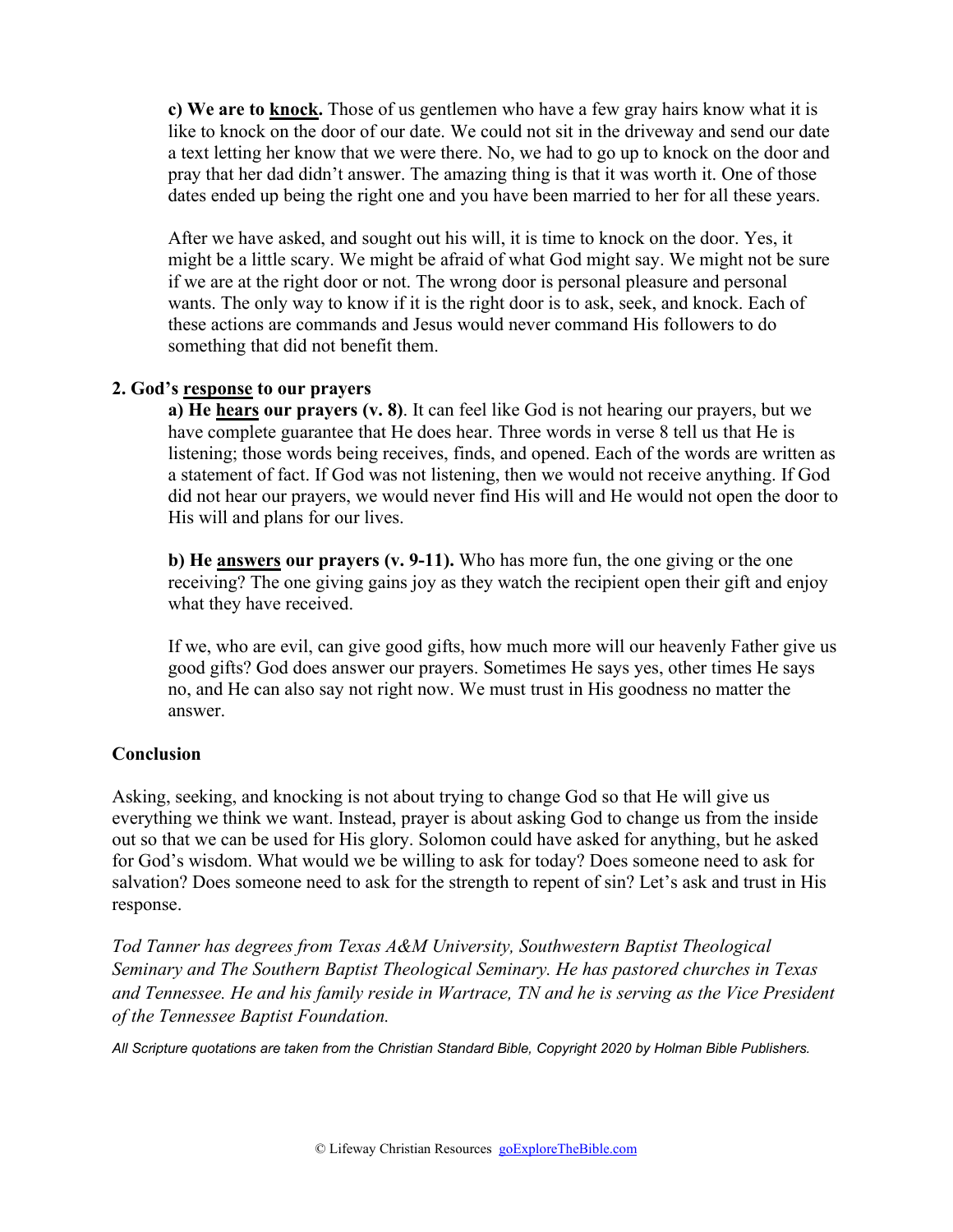**c) We are to <u>knock</u>.** Those of us gentlemen who have a few gray hairs know what it is like to knock on the door of our date. We could not sit in the driveway and send our date a text letting her know that we were there. No, we had to go up to knock on the door and pray that her dad didn't answer. The amazing thing is that it was worth it. One of those dates ended up being the right one and you have been married to her for all these years.

After we have asked, and sought out his will, it is time to knock on the door. Yes, it might be a little scary. We might be afraid of what God might say. We might not be sure if we are at the right door or not. The wrong door is personal pleasure and personal wants. The only way to know if it is the right door is to ask, seek, and knock. Each of these actions are commands and Jesus would never command His followers to do something that did not benefit them.

**2. God's <u>response</u> to our prayers**

**a) He <u>hears</u> our prayers (v. 8)**. It can feel like God is not hearing our prayers, but we have complete guarantee that He does hear. Three words in verse 8 tell us that He is listening; those words being receives, finds, and opened. Each of the words are written as a statement of fact. If God was not listening, then we would not receive anything. If God did not hear our prayers, we would never find His will and He would not open the door to His will and plans for our lives.

**b) He <u>answers</u> our prayers (v. 9-11).** Who has more fun, the one giving or the one receiving? The one giving gains joy as they watch the recipient open their gift and enjoy what they have received.

If we, who are evil, can give good gifts, how much more will our heavenly Father give us good gifts? God does answer our prayers. Sometimes He says yes, other times He says no, and He can also say not right now. We must trust in His goodness no matter the answer.

**Conclusion**

Asking, seeking, and knocking is not about trying to change God so that He will give us everything we think we want. Instead, prayer is about asking God to change us from the inside out so that we can be used for His glory. Solomon could have asked for anything, but he asked for God's wisdom. What would we be willing to ask for today? Does someone need to ask for salvation? Does someone need to ask for the strength to repent of sin? Let's ask and trust in His response.

*Tod Tanner has degrees from Texas A&M University, Southwestern Baptist Theological Seminary and The Southern Baptist Theological Seminary. He has pastored churches in Texas and Tennessee. He and his family reside in Wartrace, TN and he is serving as the Vice President of the Tennessee Baptist Foundation.*

*All Scripture quotations are taken from the Christian Standard Bible, Copyright 2020 by Holman Bible Publishers.*

© Lifeway Christian Resources goExploreTheBible.com